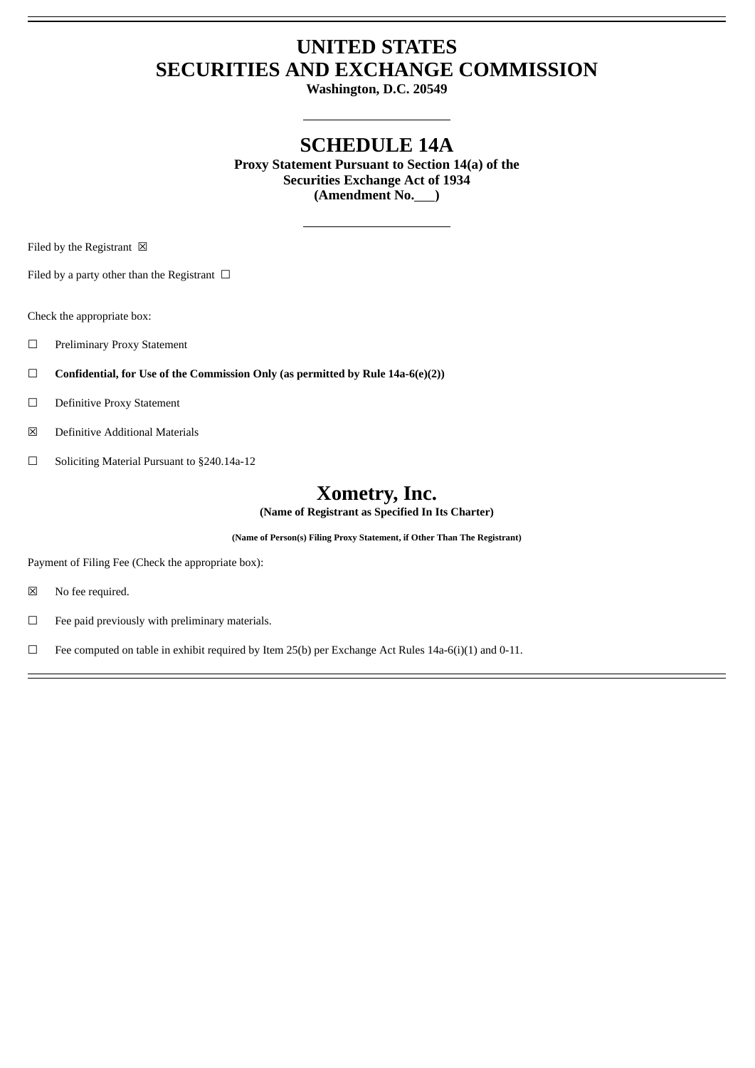# UNITED STATES
# SECURITIES AND EXCHANGE COMMISSION

**Washington, D.C. 20549**

## SCHEDULE 14A

**Proxy Statement Pursuant to Section 14(a) of the**
**Securities Exchange Act of 1934**
**(Amendment No.\_\_\_)**

Filed by the Registrant ☒

Filed by a party other than the Registrant ☐

Check the appropriate box:

☐ Preliminary Proxy Statement

☐ **Confidential, for Use of the Commission Only (as permitted by Rule 14a-6(e)(2))**

☐ Definitive Proxy Statement

☒ Definitive Additional Materials

☐ Soliciting Material Pursuant to §240.14a-12

## Xometry, Inc.

**(Name of Registrant as Specified In Its Charter)**

**(Name of Person(s) Filing Proxy Statement, if Other Than The Registrant)**

Payment of Filing Fee (Check the appropriate box):

☒ No fee required.

☐ Fee paid previously with preliminary materials.

☐ Fee computed on table in exhibit required by Item 25(b) per Exchange Act Rules 14a-6(i)(1) and 0-11.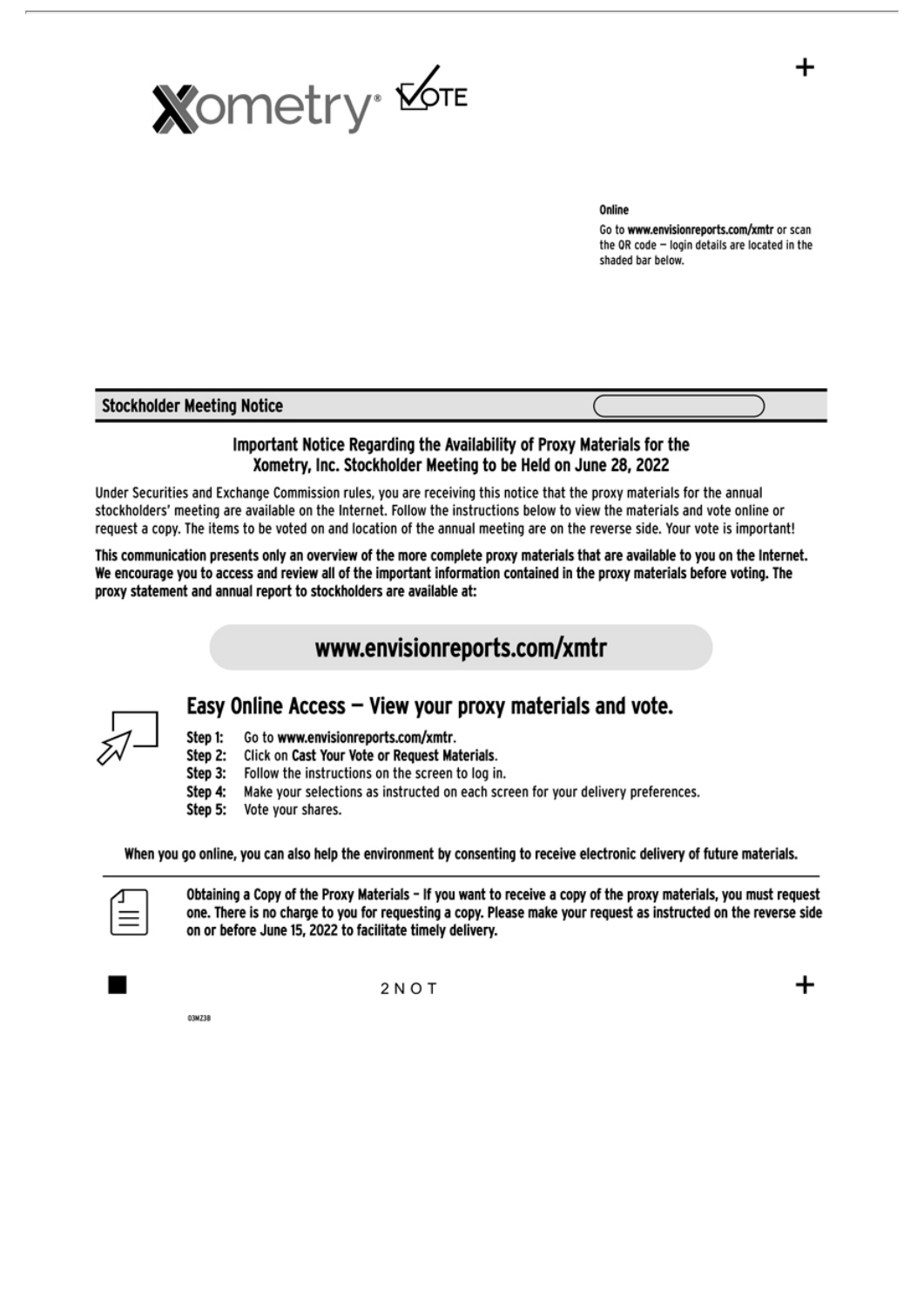Xometry® VOTE

**Online**

Go to **www.envisionreports.com/xmtr** or scan the QR code — login details are located in the shaded bar below.

**Stockholder Meeting Notice**

## Important Notice Regarding the Availability of Proxy Materials for the Xometry, Inc. Stockholder Meeting to be Held on June 28, 2022

Under Securities and Exchange Commission rules, you are receiving this notice that the proxy materials for the annual stockholders' meeting are available on the Internet. Follow the instructions below to view the materials and vote online or request a copy. The items to be voted on and location of the annual meeting are on the reverse side. Your vote is important!

**This communication presents only an overview of the more complete proxy materials that are available to you on the Internet. We encourage you to access and review all of the important information contained in the proxy materials before voting. The proxy statement and annual report to stockholders are available at:**

## www.envisionreports.com/xmtr

## Easy Online Access — View your proxy materials and vote.

**Step 1:** Go to **www.envisionreports.com/xmtr**.
**Step 2:** Click on **Cast Your Vote or Request Materials**.
**Step 3:** Follow the instructions on the screen to log in.
**Step 4:** Make your selections as instructed on each screen for your delivery preferences.
**Step 5:** Vote your shares.

**When you go online, you can also help the environment by consenting to receive electronic delivery of future materials.**

**Obtaining a Copy of the Proxy Materials – If you want to receive a copy of the proxy materials, you must request one. There is no charge to you for requesting a copy. Please make your request as instructed on the reverse side on or before June 15, 2022 to facilitate timely delivery.**

2 N O T

03MZ3B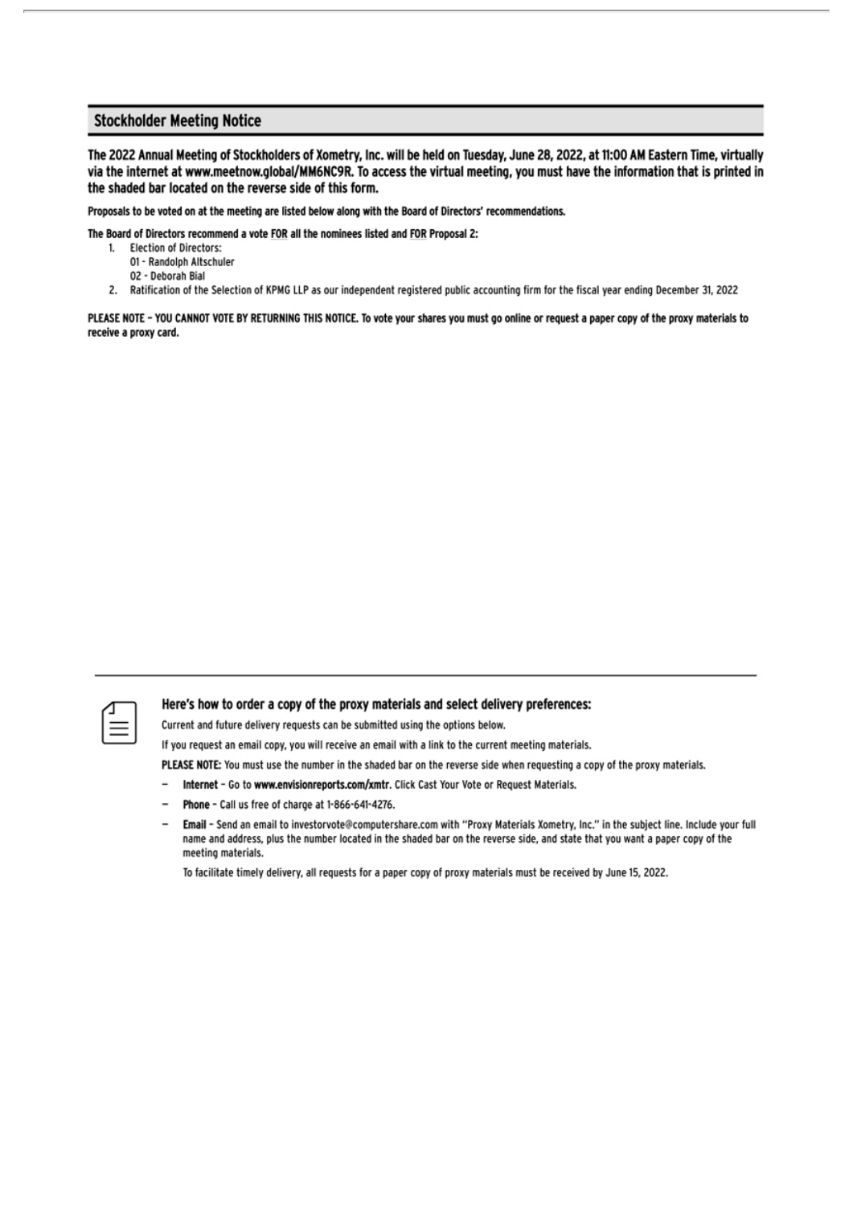## Stockholder Meeting Notice

**The 2022 Annual Meeting of Stockholders of Xometry, Inc. will be held on Tuesday, June 28, 2022, at 11:00 AM Eastern Time, virtually via the internet at www.meetnow.global/MM6NC9R. To access the virtual meeting, you must have the information that is printed in the shaded bar located on the reverse side of this form.**

**Proposals to be voted on at the meeting are listed below along with the Board of Directors' recommendations.**

**The Board of Directors recommend a vote FOR all the nominees listed and FOR Proposal 2:**

1. Election of Directors:
   - 01 - Randolph Altschuler
   - 02 - Deborah Bial
2. Ratification of the Selection of KPMG LLP as our independent registered public accounting firm for the fiscal year ending December 31, 2022

**PLEASE NOTE – YOU CANNOT VOTE BY RETURNING THIS NOTICE. To vote your shares you must go online or request a paper copy of the proxy materials to receive a proxy card.**

---

### Here's how to order a copy of the proxy materials and select delivery preferences:

Current and future delivery requests can be submitted using the options below.

If you request an email copy, you will receive an email with a link to the current meeting materials.

**PLEASE NOTE:** You must use the number in the shaded bar on the reverse side when requesting a copy of the proxy materials.

- **Internet** – Go to **www.envisionreports.com/xmtr**. Click Cast Your Vote or Request Materials.
- **Phone** – Call us free of charge at 1-866-641-4276.
- **Email** – Send an email to investorvote@computershare.com with "Proxy Materials Xometry, Inc." in the subject line. Include your full name and address, plus the number located in the shaded bar on the reverse side, and state that you want a paper copy of the meeting materials.

  To facilitate timely delivery, all requests for a paper copy of proxy materials must be received by June 15, 2022.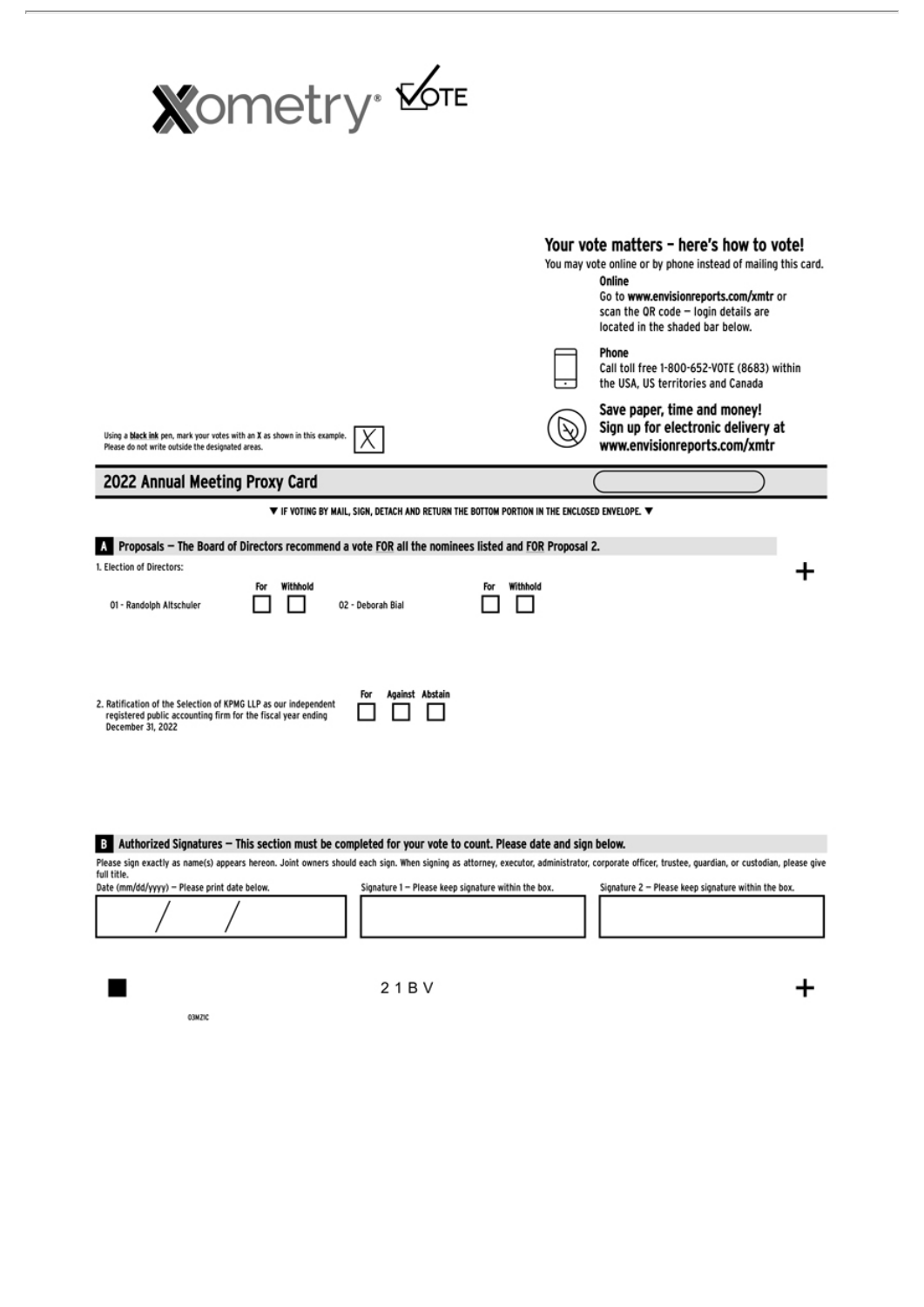Xometry® VOTE

## Your vote matters – here's how to vote!

You may vote online or by phone instead of mailing this card.

**Online**
Go to **www.envisionreports.com/xmtr** or scan the QR code – login details are located in the shaded bar below.

**Phone**
Call toll free 1-800-652-VOTE (8683) within the USA, US territories and Canada

**Save paper, time and money!**
**Sign up for electronic delivery at www.envisionreports.com/xmtr**

Using a **black ink** pen, mark your votes with an **X** as shown in this example. Please do not write outside the designated areas. [X]

## 2022 Annual Meeting Proxy Card

▼ IF VOTING BY MAIL, SIGN, DETACH AND RETURN THE BOTTOM PORTION IN THE ENCLOSED ENVELOPE. ▼

### A Proposals — The Board of Directors recommend a vote FOR all the nominees listed and FOR Proposal 2.

1. Election of Directors:

| | For | Withhold |
|---|---|---|
| 01 - Randolph Altschuler | ☐ | ☐ |
| 02 - Deborah Bial | ☐ | ☐ |

| | For | Against | Abstain |
|---|---|---|---|
| 2. Ratification of the Selection of KPMG LLP as our independent registered public accounting firm for the fiscal year ending December 31, 2022 | ☐ | ☐ | ☐ |

### B Authorized Signatures — This section must be completed for your vote to count. Please date and sign below.

Please sign exactly as name(s) appears hereon. Joint owners should each sign. When signing as attorney, executor, administrator, corporate officer, trustee, guardian, or custodian, please give full title.

| Date (mm/dd/yyyy) – Please print date below. | Signature 1 – Please keep signature within the box. | Signature 2 – Please keep signature within the box. |
|---|---|---|
| / / | | |

2 1 B V

03MZ1C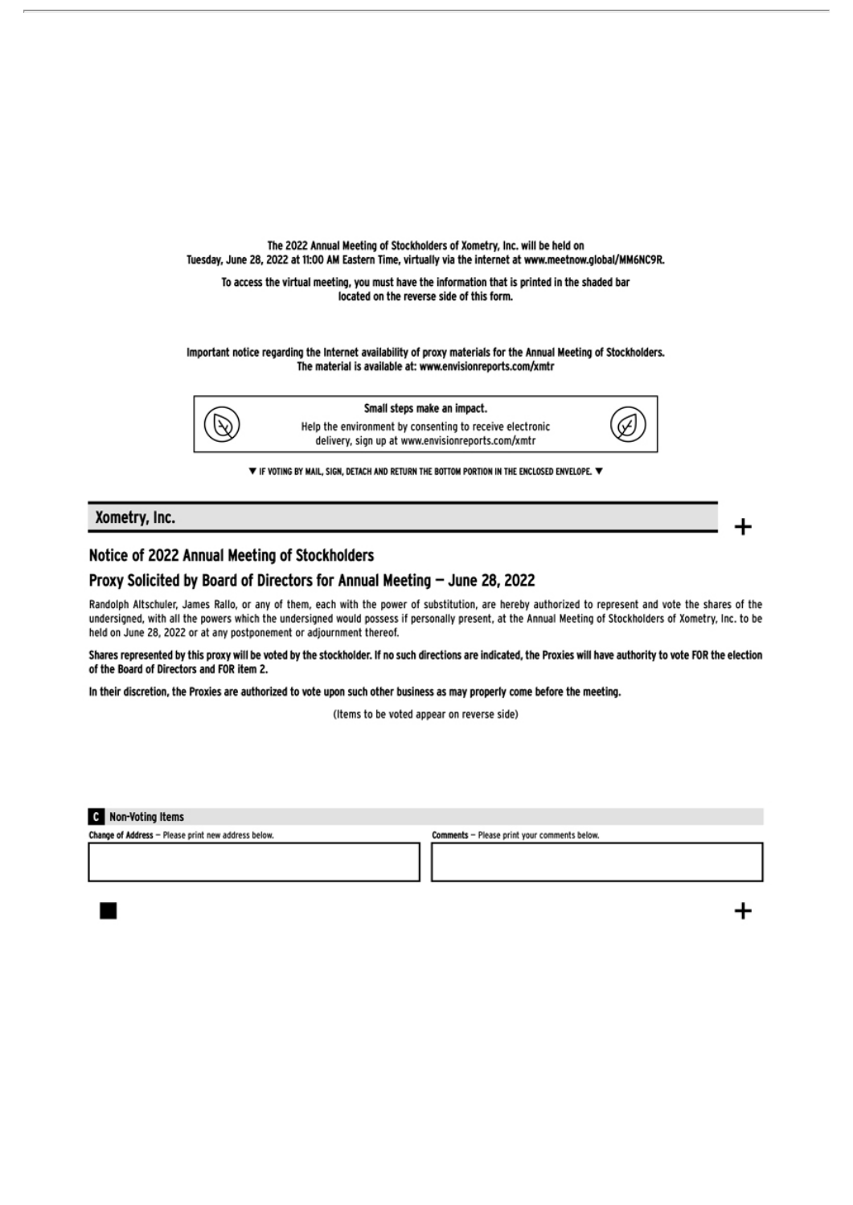The 2022 Annual Meeting of Stockholders of Xometry, Inc. will be held on Tuesday, June 28, 2022 at 11:00 AM Eastern Time, virtually via the internet at www.meetnow.global/MM6NC9R.

To access the virtual meeting, you must have the information that is printed in the shaded bar located on the reverse side of this form.

Important notice regarding the Internet availability of proxy materials for the Annual Meeting of Stockholders. The material is available at: www.envisionreports.com/xmtr

**Small steps make an impact.**

Help the environment by consenting to receive electronic delivery, sign up at www.envisionreports.com/xmtr

▼ IF VOTING BY MAIL, SIGN, DETACH AND RETURN THE BOTTOM PORTION IN THE ENCLOSED ENVELOPE. ▼

## Xometry, Inc.

## Notice of 2022 Annual Meeting of Stockholders

## Proxy Solicited by Board of Directors for Annual Meeting — June 28, 2022

Randolph Altschuler, James Rallo, or any of them, each with the power of substitution, are hereby authorized to represent and vote the shares of the undersigned, with all the powers which the undersigned would possess if personally present, at the Annual Meeting of Stockholders of Xometry, Inc. to be held on June 28, 2022 or at any postponement or adjournment thereof.

**Shares represented by this proxy will be voted by the stockholder. If no such directions are indicated, the Proxies will have authority to vote FOR the election of the Board of Directors and FOR item 2.**

**In their discretion, the Proxies are authorized to vote upon such other business as may properly come before the meeting.**

(Items to be voted appear on reverse side)

**C Non-Voting Items**

**Change of Address** — Please print new address below.

**Comments** — Please print your comments below.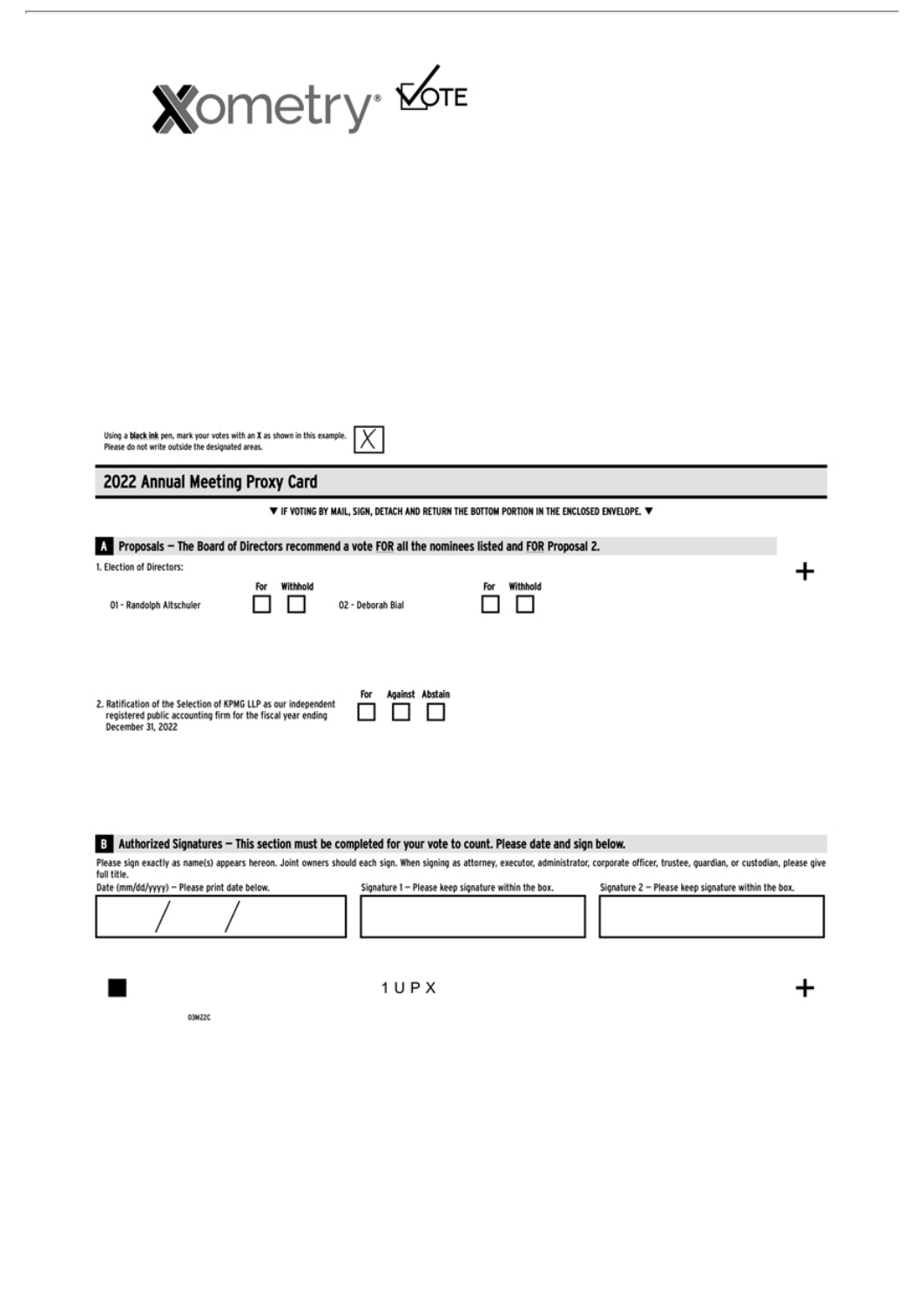Xometry® VOTE

Using a **black ink** pen, mark your votes with an **X** as shown in this example. Please do not write outside the designated areas. [X]

## 2022 Annual Meeting Proxy Card

▼ IF VOTING BY MAIL, SIGN, DETACH AND RETURN THE BOTTOM PORTION IN THE ENCLOSED ENVELOPE. ▼

### A Proposals — The Board of Directors recommend a vote FOR all the nominees listed and FOR Proposal 2.

1. Election of Directors:

| Nominee | For | Withhold |
| --- | --- | --- |
| 01 - Randolph Altschuler | ☐ | ☐ |
| 02 - Deborah Bial | ☐ | ☐ |

| Proposal | For | Against | Abstain |
| --- | --- | --- | --- |
| 2. Ratification of the Selection of KPMG LLP as our independent registered public accounting firm for the fiscal year ending December 31, 2022 | ☐ | ☐ | ☐ |

### B Authorized Signatures — This section must be completed for your vote to count. Please date and sign below.

Please sign exactly as name(s) appears hereon. Joint owners should each sign. When signing as attorney, executor, administrator, corporate officer, trustee, guardian, or custodian, please give full title.

| Date (mm/dd/yyyy) — Please print date below. | Signature 1 — Please keep signature within the box. | Signature 2 — Please keep signature within the box. |
| --- | --- | --- |
| / / | | |

1 U P X

03MZ2C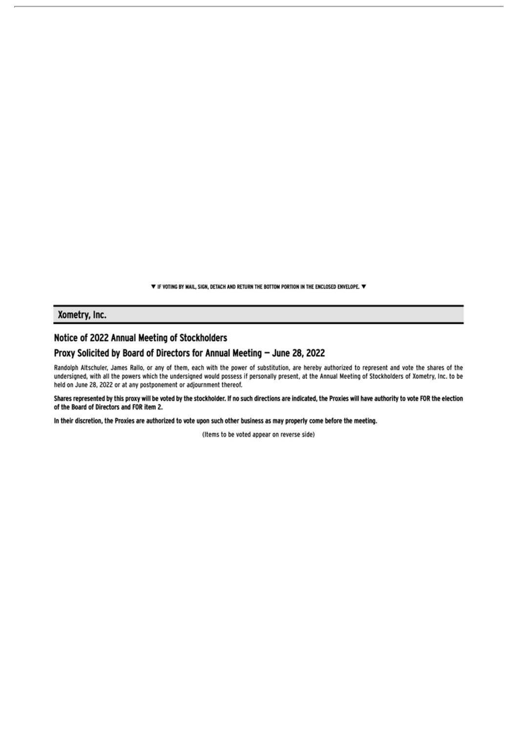▼ IF VOTING BY MAIL, SIGN, DETACH AND RETURN THE BOTTOM PORTION IN THE ENCLOSED ENVELOPE. ▼

## Xometry, Inc.

### Notice of 2022 Annual Meeting of Stockholders

### Proxy Solicited by Board of Directors for Annual Meeting — June 28, 2022

Randolph Altschuler, James Rallo, or any of them, each with the power of substitution, are hereby authorized to represent and vote the shares of the undersigned, with all the powers which the undersigned would possess if personally present, at the Annual Meeting of Stockholders of Xometry, Inc. to be held on June 28, 2022 or at any postponement or adjournment thereof.

**Shares represented by this proxy will be voted by the stockholder. If no such directions are indicated, the Proxies will have authority to vote FOR the election of the Board of Directors and FOR item 2.**

**In their discretion, the Proxies are authorized to vote upon such other business as may properly come before the meeting.**

(Items to be voted appear on reverse side)